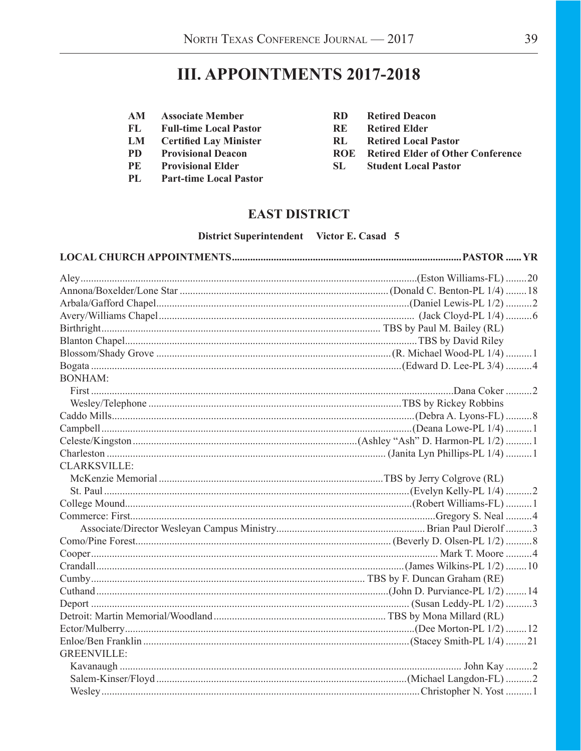# III. APPOINTMENTS 2017-2018

| | | | |
|---|---|---|---|
| **AM** | **Associate Member** | **RD** | **Retired Deacon** |
| **FL** | **Full-time Local Pastor** | **RE** | **Retired Elder** |
| **LM** | **Certified Lay Minister** | **RL** | **Retired Local Pastor** |
| **PD** | **Provisional Deacon** | **ROE** | **Retired Elder of Other Conference** |
| **PE** | **Provisional Elder** | **SL** | **Student Local Pastor** |
| **PL** | **Part-time Local Pastor** | | |

## EAST DISTRICT

**District Superintendent Victor E. Casad 5**

| LOCAL CHURCH APPOINTMENTS | PASTOR | YR |
|---|---|---|
| Aley | (Eston Williams-FL) | 20 |
| Annona/Boxelder/Lone Star | (Donald C. Benton-PL 1/4) | 18 |
| Arbala/Gafford Chapel | (Daniel Lewis-PL 1/2) | 2 |
| Avery/Williams Chapel | (Jack Cloyd-PL 1/4) | 6 |
| Birthright | TBS by Paul M. Bailey (RL) | |
| Blanton Chapel | TBS by David Riley | |
| Blossom/Shady Grove | (R. Michael Wood-PL 1/4) | 1 |
| Bogata | (Edward D. Lee-PL 3/4) | 4 |
| BONHAM: | | |
| First | Dana Coker | 2 |
| Wesley/Telephone | TBS by Rickey Robbins | |
| Caddo Mills | (Debra A. Lyons-FL) | 8 |
| Campbell | (Deana Lowe-PL 1/4) | 1 |
| Celeste/Kingston | (Ashley "Ash" D. Harmon-PL 1/2) | 1 |
| Charleston | (Janita Lyn Phillips-PL 1/4) | 1 |
| CLARKSVILLE: | | |
| McKenzie Memorial | TBS by Jerry Colgrove (RL) | |
| St. Paul | (Evelyn Kelly-PL 1/4) | 2 |
| College Mound | (Robert Williams-FL) | 1 |
| Commerce: First | Gregory S. Neal | 4 |
| Associate/Director Wesleyan Campus Ministry | Brian Paul Dierolf | 3 |
| Como/Pine Forest | (Beverly D. Olsen-PL 1/2) | 8 |
| Cooper | Mark T. Moore | 4 |
| Crandall | (James Wilkins-PL 1/2) | 10 |
| Cumby | TBS by F. Duncan Graham (RE) | |
| Cuthand | (John D. Purviance-PL 1/2) | 14 |
| Deport | (Susan Leddy-PL 1/2) | 3 |
| Detroit: Martin Memorial/Woodland | TBS by Mona Millard (RL) | |
| Ector/Mulberry | (Dee Morton-PL 1/2) | 12 |
| Enloe/Ben Franklin | (Stacey Smith-PL 1/4) | 21 |
| GREENVILLE: | | |
| Kavanaugh | John Kay | 2 |
| Salem-Kinser/Floyd | (Michael Langdon-FL) | 2 |
| Wesley | Christopher N. Yost | 1 |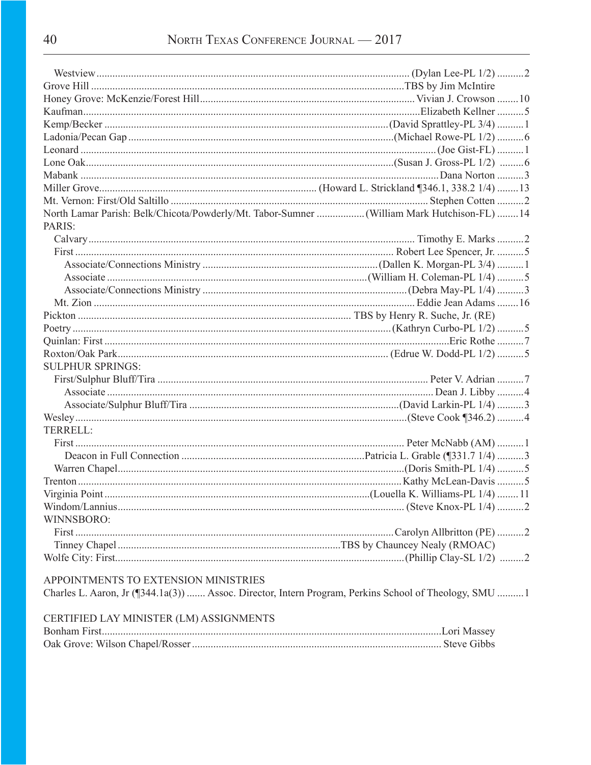Westview .......... (Dylan Lee-PL 1/2) .......... 2
Grove Hill .......... TBS by Jim McIntire
Honey Grove: McKenzie/Forest Hill .......... Vivian J. Crowson .......... 10
Kaufman .......... Elizabeth Kellner .......... 5
Kemp/Becker .......... (David Sprattley-PL 3/4) .......... 1
Ladonia/Pecan Gap .......... (Michael Rowe-PL 1/2) .......... 6
Leonard .......... (Joe Gist-FL) .......... 1
Lone Oak .......... (Susan J. Gross-PL 1/2) .......... 6
Mabank .......... Dana Norton .......... 3
Miller Grove .......... (Howard L. Strickland ¶346.1, 338.2 1/4) .......... 13
Mt. Vernon: First/Old Saltillo .......... Stephen Cotten .......... 2
North Lamar Parish: Belk/Chicota/Powderly/Mt. Tabor-Sumner .......... (William Mark Hutchison-FL) .......... 14

PARIS:
- Calvary .......... Timothy E. Marks .......... 2
- First .......... Robert Lee Spencer, Jr. .......... 5
  - Associate/Connections Ministry .......... (Dallen K. Morgan-PL 3/4) .......... 1
  - Associate .......... (William H. Coleman-PL 1/4) .......... 5
  - Associate/Connections Ministry .......... (Debra May-PL 1/4) .......... 3
- Mt. Zion .......... Eddie Jean Adams .......... 16

Pickton .......... TBS by Henry R. Suche, Jr. (RE)
Poetry .......... (Kathryn Curbo-PL 1/2) .......... 5
Quinlan: First .......... Eric Rothe .......... 7
Roxton/Oak Park .......... (Edrue W. Dodd-PL 1/2) .......... 5

SULPHUR SPRINGS:
- First/Sulphur Bluff/Tira .......... Peter V. Adrian .......... 7
  - Associate .......... Dean J. Libby .......... 4
  - Associate/Sulphur Bluff/Tira .......... (David Larkin-PL 1/4) .......... 3

Wesley .......... (Steve Cook ¶346.2) .......... 4

TERRELL:
- First .......... Peter McNabb (AM) .......... 1
  - Deacon in Full Connection .......... Patricia L. Grable (¶331.7 1/4) .......... 3
- Warren Chapel .......... (Doris Smith-PL 1/4) .......... 5

Trenton .......... Kathy McLean-Davis .......... 5
Virginia Point .......... (Louella K. Williams-PL 1/4) .......... 11
Windom/Lannius .......... (Steve Knox-PL 1/4) .......... 2

WINNSBORO:
- First .......... Carolyn Allbritton (PE) .......... 2
- Tinney Chapel .......... TBS by Chauncey Nealy (RMOAC)

Wolfe City: First .......... (Phillip Clay-SL 1/2) .......... 2

APPOINTMENTS TO EXTENSION MINISTRIES

Charles L. Aaron, Jr (¶344.1a(3)) .......... Assoc. Director, Intern Program, Perkins School of Theology, SMU .......... 1

CERTIFIED LAY MINISTER (LM) ASSIGNMENTS

Bonham First .......... Lori Massey
Oak Grove: Wilson Chapel/Rosser .......... Steve Gibbs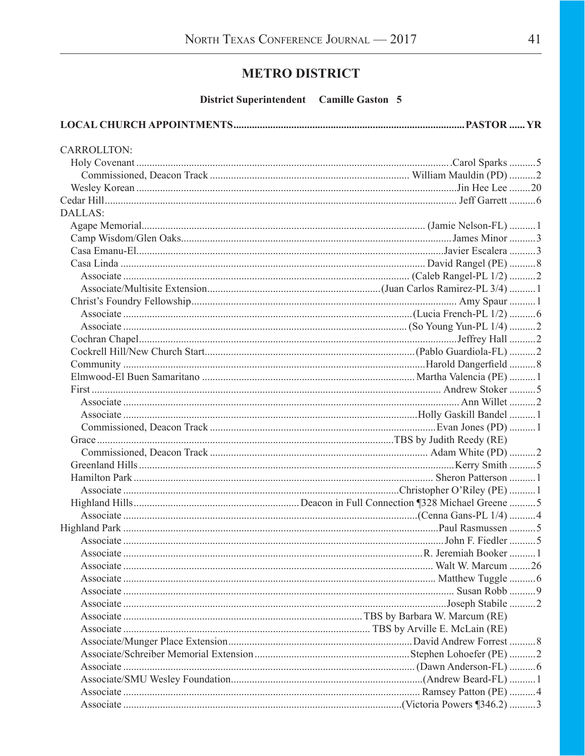# METRO DISTRICT

**District Superintendent Camille Gaston 5**

| LOCAL CHURCH APPOINTMENTS | PASTOR | YR |
|---|---|---|
| CARROLLTON: | | |
| Holy Covenant | Carol Sparks | 5 |
| Commissioned, Deacon Track | William Mauldin (PD) | 2 |
| Wesley Korean | Jin Hee Lee | 20 |
| Cedar Hill | Jeff Garrett | 6 |
| DALLAS: | | |
| Agape Memorial | (Jamie Nelson-FL) | 1 |
| Camp Wisdom/Glen Oaks | James Minor | 3 |
| Casa Emanu-El | Javier Escalera | 3 |
| Casa Linda | David Rangel (PE) | 8 |
| Associate | (Caleb Rangel-PL 1/2) | 2 |
| Associate/Multisite Extension | (Juan Carlos Ramirez-PL 3/4) | 1 |
| Christ's Foundry Fellowship | Amy Spaur | 1 |
| Associate | (Lucia French-PL 1/2) | 6 |
| Associate | (So Young Yun-PL 1/4) | 2 |
| Cochran Chapel | Jeffrey Hall | 2 |
| Cockrell Hill/New Church Start | (Pablo Guardiola-FL) | 2 |
| Community | Harold Dangerfield | 8 |
| Elmwood-El Buen Samaritano | Martha Valencia (PE) | 1 |
| First | Andrew Stoker | 5 |
| Associate | Ann Willet | 2 |
| Associate | Holly Gaskill Bandel | 1 |
| Commissioned, Deacon Track | Evan Jones (PD) | 1 |
| Grace | TBS by Judith Reedy (RE) | |
| Commissioned, Deacon Track | Adam White (PD) | 2 |
| Greenland Hills | Kerry Smith | 5 |
| Hamilton Park | Sheron Patterson | 1 |
| Associate | Christopher O'Riley (PE) | 1 |
| Highland Hills | Deacon in Full Connection ¶328 Michael Greene | 5 |
| Associate | (Cenna Gans-PL 1/4) | 4 |
| Highland Park | Paul Rasmussen | 5 |
| Associate | John F. Fiedler | 5 |
| Associate | R. Jeremiah Booker | 1 |
| Associate | Walt W. Marcum | 26 |
| Associate | Matthew Tuggle | 6 |
| Associate | Susan Robb | 9 |
| Associate | Joseph Stabile | 2 |
| Associate | TBS by Barbara W. Marcum (RE) | |
| Associate | TBS by Arville E. McLain (RE) | |
| Associate/Munger Place Extension | David Andrew Forrest | 8 |
| Associate/Schreiber Memorial Extension | Stephen Lohoefer (PE) | 2 |
| Associate | (Dawn Anderson-FL) | 6 |
| Associate/SMU Wesley Foundation | (Andrew Beard-FL) | 1 |
| Associate | Ramsey Patton (PE) | 4 |
| Associate | (Victoria Powers ¶346.2) | 3 |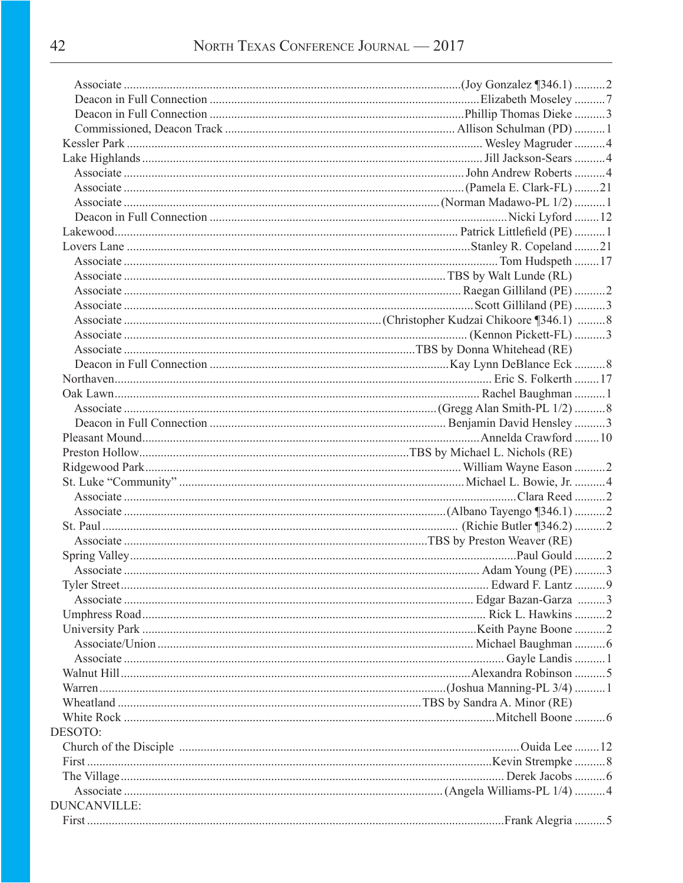Associate ............................................................(Joy Gonzalez ¶346.1) ..........2
Deacon in Full Connection ............................................Elizabeth Moseley ..........7
Deacon in Full Connection ............................................Phillip Thomas Dieke ..........3
Commissioned, Deacon Track .........................................Allison Schulman (PD) ..........1
Kessler Park ............................................................Wesley Magruder ..........4
Lake Highlands ............................................................Jill Jackson-Sears ..........4
Associate ............................................................John Andrew Roberts ..........4
Associate ............................................................(Pamela E. Clark-FL) ........21
Associate ............................................................(Norman Madawo-PL 1/2) ..........1
Deacon in Full Connection ............................................Nicki Lyford ........12
Lakewood............................................................Patrick Littlefield (PE) ..........1
Lovers Lane ............................................................Stanley R. Copeland ........21
Associate ............................................................Tom Hudspeth ........17
Associate ............................................................TBS by Walt Lunde (RL)
Associate ............................................................Raegan Gilliland (PE) ..........2
Associate ............................................................Scott Gilliland (PE) ..........3
Associate ............................................................(Christopher Kudzai Chikoore ¶346.1) ..........8
Associate ............................................................(Kennon Pickett-FL) ..........3
Associate ............................................................TBS by Donna Whitehead (RE)
Deacon in Full Connection ............................................Kay Lynn DeBlance Eck ..........8
Northaven............................................................Eric S. Folkerth ........17
Oak Lawn............................................................Rachel Baughman ..........1
Associate ............................................................(Gregg Alan Smith-PL 1/2) ..........8
Deacon in Full Connection ............................................Benjamin David Hensley ..........3
Pleasant Mound............................................................Annelda Crawford ........10
Preston Hollow............................................................TBS by Michael L. Nichols (RE)
Ridgewood Park............................................................William Wayne Eason ..........2
St. Luke "Community" ............................................................Michael L. Bowie, Jr. ..........4
Associate ............................................................Clara Reed ..........2
Associate ............................................................(Albano Tayengo ¶346.1) ..........2
St. Paul ............................................................(Richie Butler ¶346.2) ..........2
Associate ............................................................TBS by Preston Weaver (RE)
Spring Valley............................................................Paul Gould ..........2
Associate ............................................................Adam Young (PE) ..........3
Tyler Street............................................................Edward F. Lantz ..........9
Associate ............................................................Edgar Bazan-Garza ..........3
Umphress Road............................................................Rick L. Hawkins ..........2
University Park ............................................................Keith Payne Boone ..........2
Associate/Union ............................................................Michael Baughman ..........6
Associate ............................................................Gayle Landis ..........1
Walnut Hill............................................................Alexandra Robinson ..........5
Warren............................................................(Joshua Manning-PL 3/4) ..........1
Wheatland ............................................................TBS by Sandra A. Minor (RE)
White Rock ............................................................Mitchell Boone ..........6

DESOTO:
Church of the Disciple ............................................................Ouida Lee ........12
First ............................................................Kevin Strempke ..........8
The Village............................................................Derek Jacobs ..........6
Associate ............................................................(Angela Williams-PL 1/4) ..........4

DUNCANVILLE:
First ............................................................Frank Alegria ..........5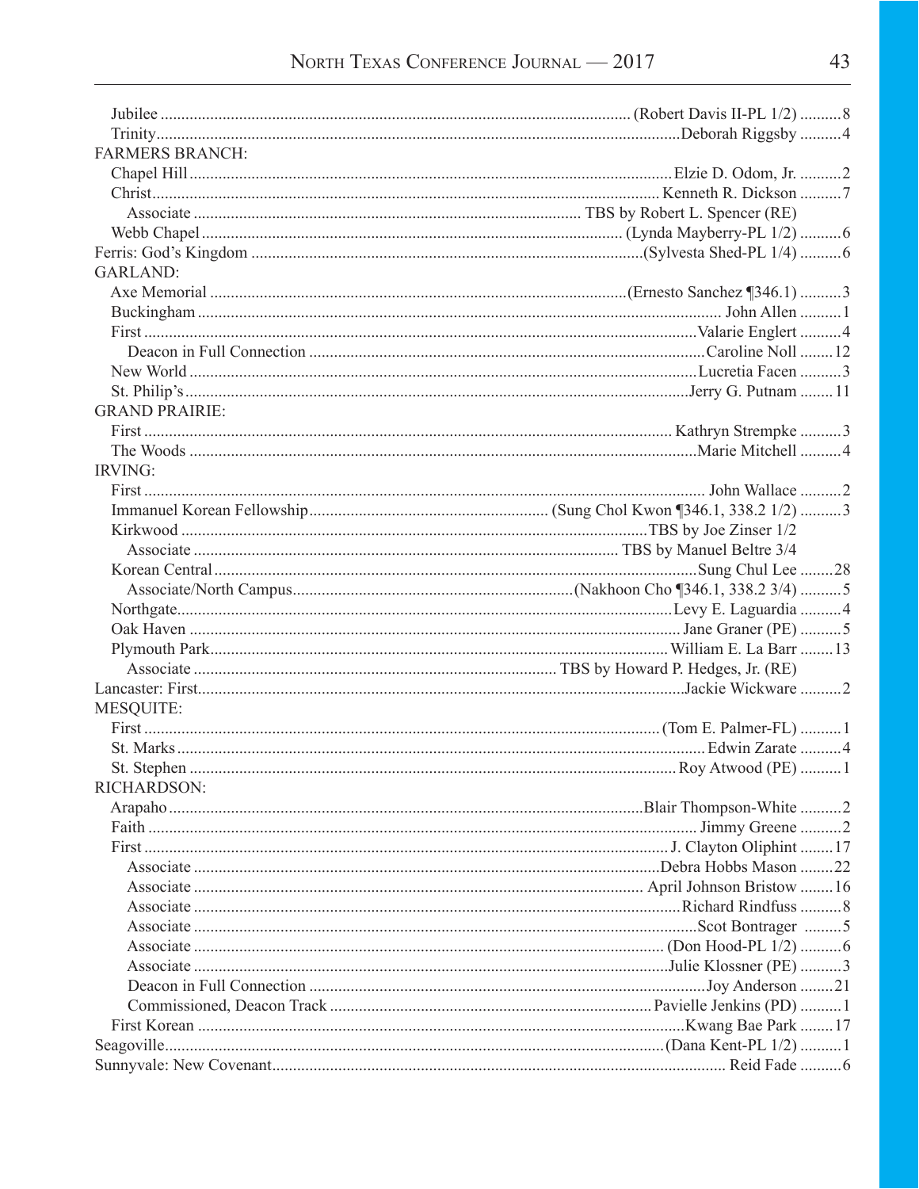Jubilee ................................................................ (Robert Davis II-PL 1/2) ..........8
Trinity................................................................ Deborah Riggsby ..........4

FARMERS BRANCH:
Chapel Hill ................................................................ Elzie D. Odom, Jr. ..........2
Christ................................................................ Kenneth R. Dickson ..........7
Associate ................................................................ TBS by Robert L. Spencer (RE)
Webb Chapel ................................................................ (Lynda Mayberry-PL 1/2) ..........6

Ferris: God's Kingdom ................................................................ (Sylvesta Shed-PL 1/4) ..........6

GARLAND:
Axe Memorial ................................................................ (Ernesto Sanchez ¶346.1) ..........3
Buckingham ................................................................ John Allen ..........1
First ................................................................ Valarie Englert ..........4
Deacon in Full Connection ................................................................ Caroline Noll ........12
New World ................................................................ Lucretia Facen ..........3
St. Philip's................................................................ Jerry G. Putnam ........11

GRAND PRAIRIE:
First ................................................................ Kathryn Strempke ..........3
The Woods ................................................................ Marie Mitchell ..........4

IRVING:
First ................................................................ John Wallace ..........2
Immanuel Korean Fellowship................................................................ (Sung Chol Kwon ¶346.1, 338.2 1/2) ..........3
Kirkwood ................................................................ TBS by Joe Zinser 1/2
Associate ................................................................ TBS by Manuel Beltre 3/4
Korean Central ................................................................ Sung Chul Lee ........28
Associate/North Campus................................................................ (Nakhoon Cho ¶346.1, 338.2 3/4) ..........5
Northgate................................................................ Levy E. Laguardia ..........4
Oak Haven ................................................................ Jane Graner (PE) ..........5
Plymouth Park................................................................ William E. La Barr ........13
Associate ................................................................ TBS by Howard P. Hedges, Jr. (RE)

Lancaster: First................................................................ Jackie Wickware ..........2

MESQUITE:
First ................................................................ (Tom E. Palmer-FL) ..........1
St. Marks ................................................................ Edwin Zarate ..........4
St. Stephen ................................................................ Roy Atwood (PE) ..........1

RICHARDSON:
Arapaho ................................................................ Blair Thompson-White ..........2
Faith ................................................................ Jimmy Greene ..........2
First ................................................................ J. Clayton Oliphint ........17
Associate ................................................................ Debra Hobbs Mason ........22
Associate ................................................................ April Johnson Bristow ........16
Associate ................................................................ Richard Rindfuss ..........8
Associate ................................................................ Scot Bontrager ..........5
Associate ................................................................ (Don Hood-PL 1/2) ..........6
Associate ................................................................ Julie Klossner (PE) ..........3
Deacon in Full Connection ................................................................ Joy Anderson ........21
Commissioned, Deacon Track ................................................................ Pavielle Jenkins (PD) ..........1
First Korean ................................................................ Kwang Bae Park ........17

Seagoville................................................................ (Dana Kent-PL 1/2) ..........1

Sunnyvale: New Covenant................................................................ Reid Fade ..........6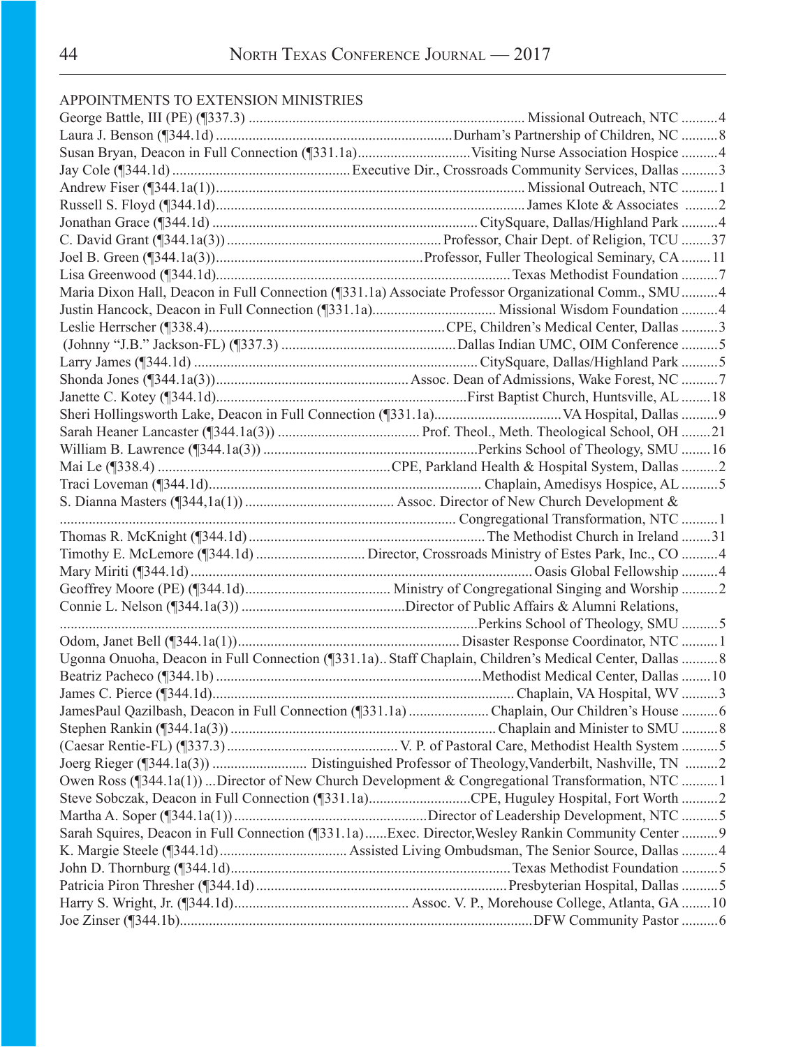## APPOINTMENTS TO EXTENSION MINISTRIES

George Battle, III (PE) (¶337.3) .......... Missional Outreach, NTC .......... 4
Laura J. Benson (¶344.1d) .......... Durham's Partnership of Children, NC .......... 8
Susan Bryan, Deacon in Full Connection (¶331.1a) .......... Visiting Nurse Association Hospice .......... 4
Jay Cole (¶344.1d) .......... Executive Dir., Crossroads Community Services, Dallas .......... 3
Andrew Fiser (¶344.1a(1)) .......... Missional Outreach, NTC .......... 1
Russell S. Floyd (¶344.1d) .......... James Klote & Associates .......... 2
Jonathan Grace (¶344.1d) .......... CitySquare, Dallas/Highland Park .......... 4
C. David Grant (¶344.1a(3)) .......... Professor, Chair Dept. of Religion, TCU .......... 37
Joel B. Green (¶344.1a(3)) .......... Professor, Fuller Theological Seminary, CA .......... 11
Lisa Greenwood (¶344.1d) .......... Texas Methodist Foundation .......... 7
Maria Dixon Hall, Deacon in Full Connection (¶331.1a) Associate Professor Organizational Comm., SMU .......... 4
Justin Hancock, Deacon in Full Connection (¶331.1a) .......... Missional Wisdom Foundation .......... 4
Leslie Herrscher (¶338.4) .......... CPE, Children's Medical Center, Dallas .......... 3
(Johnny "J.B." Jackson-FL) (¶337.3) .......... Dallas Indian UMC, OIM Conference .......... 5
Larry James (¶344.1d) .......... CitySquare, Dallas/Highland Park .......... 5
Shonda Jones (¶344.1a(3)) .......... Assoc. Dean of Admissions, Wake Forest, NC .......... 7
Janette C. Kotey (¶344.1d) .......... First Baptist Church, Huntsville, AL .......... 18
Sheri Hollingsworth Lake, Deacon in Full Connection (¶331.1a) .......... VA Hospital, Dallas .......... 9
Sarah Heaner Lancaster (¶344.1a(3)) .......... Prof. Theol., Meth. Theological School, OH .......... 21
William B. Lawrence (¶344.1a(3)) .......... Perkins School of Theology, SMU .......... 16
Mai Le (¶338.4) .......... CPE, Parkland Health & Hospital System, Dallas .......... 2
Traci Loveman (¶344.1d) .......... Chaplain, Amedisys Hospice, AL .......... 5
S. Dianna Masters (¶344,1a(1)) .......... Assoc. Director of New Church Development & Congregational Transformation, NTC .......... 1
Thomas R. McKnight (¶344.1d) .......... The Methodist Church in Ireland .......... 31
Timothy E. McLemore (¶344.1d) .......... Director, Crossroads Ministry of Estes Park, Inc., CO .......... 4
Mary Miriti (¶344.1d) .......... Oasis Global Fellowship .......... 4
Geoffrey Moore (PE) (¶344.1d) .......... Ministry of Congregational Singing and Worship .......... 2
Connie L. Nelson (¶344.1a(3)) .......... Director of Public Affairs & Alumni Relations, Perkins School of Theology, SMU .......... 5
Odom, Janet Bell (¶344.1a(1)) .......... Disaster Response Coordinator, NTC .......... 1
Ugonna Onuoha, Deacon in Full Connection (¶331.1a).. Staff Chaplain, Children's Medical Center, Dallas .......... 8
Beatriz Pacheco (¶344.1b) .......... Methodist Medical Center, Dallas .......... 10
James C. Pierce (¶344.1d) .......... Chaplain, VA Hospital, WV .......... 3
JamesPaul Qazilbash, Deacon in Full Connection (¶331.1a) .......... Chaplain, Our Children's House .......... 6
Stephen Rankin (¶344.1a(3)) .......... Chaplain and Minister to SMU .......... 8
(Caesar Rentie-FL) (¶337.3) .......... V. P. of Pastoral Care, Methodist Health System .......... 5
Joerg Rieger (¶344.1a(3)) .......... Distinguished Professor of Theology,Vanderbilt, Nashville, TN .......... 2
Owen Ross (¶344.1a(1)) ...Director of New Church Development & Congregational Transformation, NTC .......... 1
Steve Sobczak, Deacon in Full Connection (¶331.1a) .......... CPE, Huguley Hospital, Fort Worth .......... 2
Martha A. Soper (¶344.1a(1)) .......... Director of Leadership Development, NTC .......... 5
Sarah Squires, Deacon in Full Connection (¶331.1a)......Exec. Director,Wesley Rankin Community Center .......... 9
K. Margie Steele (¶344.1d) .......... Assisted Living Ombudsman, The Senior Source, Dallas .......... 4
John D. Thornburg (¶344.1d) .......... Texas Methodist Foundation .......... 5
Patricia Piron Thresher (¶344.1d) .......... Presbyterian Hospital, Dallas .......... 5
Harry S. Wright, Jr. (¶344.1d) .......... Assoc. V. P., Morehouse College, Atlanta, GA .......... 10
Joe Zinser (¶344.1b) .......... DFW Community Pastor .......... 6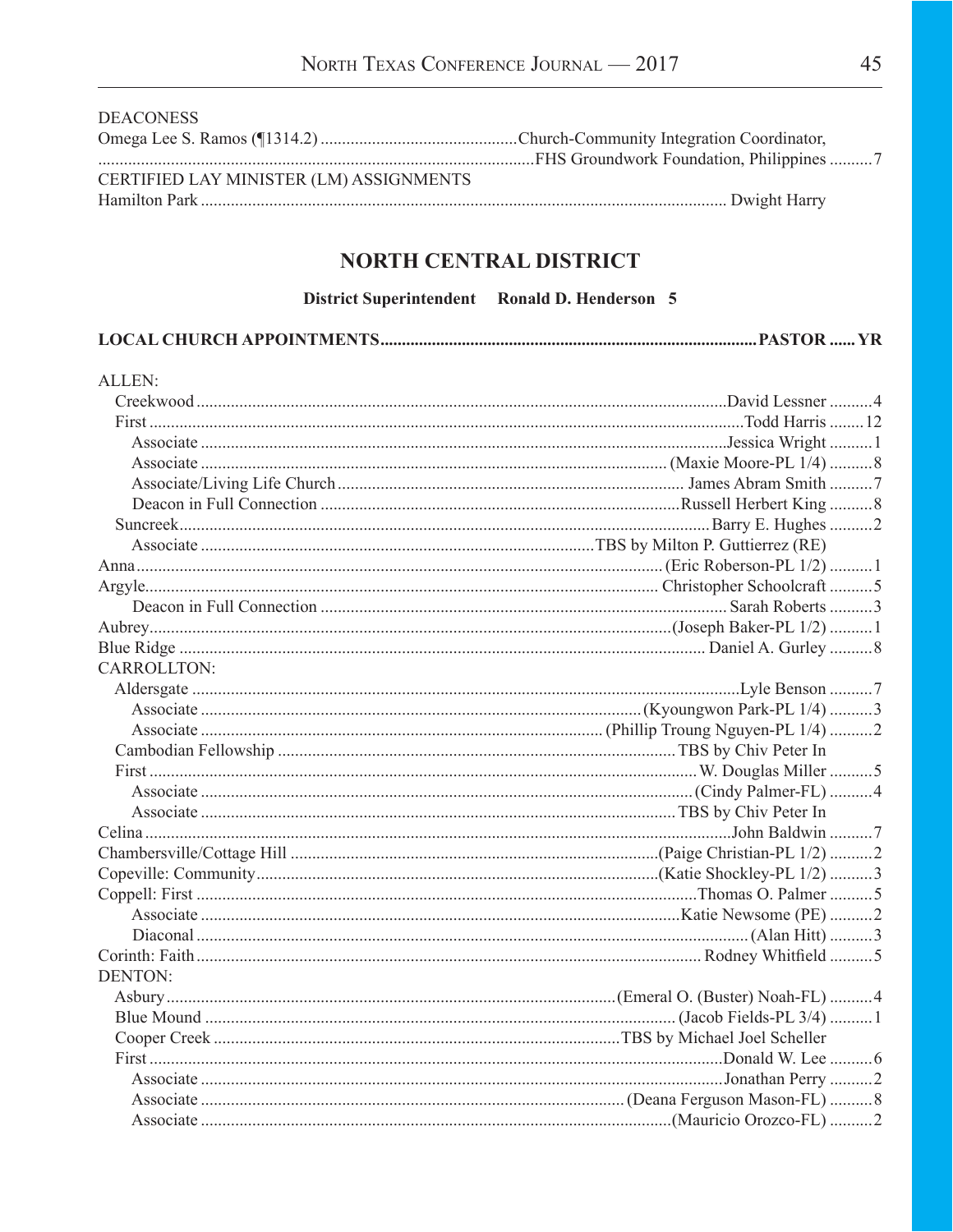DEACONESS

| | | |
|---|---|---|
| Omega Lee S. Ramos (¶1314.2) | Church-Community Integration Coordinator, FHS Groundwork Foundation, Philippines | 7 |

CERTIFIED LAY MINISTER (LM) ASSIGNMENTS

| | |
|---|---|
| Hamilton Park | Dwight Harry |

## NORTH CENTRAL DISTRICT

**District Superintendent Ronald D. Henderson 5**

| **LOCAL CHURCH APPOINTMENTS** | **PASTOR** | **YR** |
|---|---|---|
| ALLEN: | | |
| Creekwood | David Lessner | 4 |
| First | Todd Harris | 12 |
| Associate | Jessica Wright | 1 |
| Associate | (Maxie Moore-PL 1/4) | 8 |
| Associate/Living Life Church | James Abram Smith | 7 |
| Deacon in Full Connection | Russell Herbert King | 8 |
| Suncreek | Barry E. Hughes | 2 |
| Associate | TBS by Milton P. Guttierrez (RE) | |
| Anna | (Eric Roberson-PL 1/2) | 1 |
| Argyle | Christopher Schoolcraft | 5 |
| Deacon in Full Connection | Sarah Roberts | 3 |
| Aubrey | (Joseph Baker-PL 1/2) | 1 |
| Blue Ridge | Daniel A. Gurley | 8 |
| CARROLLTON: | | |
| Aldersgate | Lyle Benson | 7 |
| Associate | (Kyoungwon Park-PL 1/4) | 3 |
| Associate | (Phillip Troung Nguyen-PL 1/4) | 2 |
| Cambodian Fellowship | TBS by Chiv Peter In | |
| First | W. Douglas Miller | 5 |
| Associate | (Cindy Palmer-FL) | 4 |
| Associate | TBS by Chiv Peter In | |
| Celina | John Baldwin | 7 |
| Chambersville/Cottage Hill | (Paige Christian-PL 1/2) | 2 |
| Copeville: Community | (Katie Shockley-PL 1/2) | 3 |
| Coppell: First | Thomas O. Palmer | 5 |
| Associate | Katie Newsome (PE) | 2 |
| Diaconal | (Alan Hitt) | 3 |
| Corinth: Faith | Rodney Whitfield | 5 |
| DENTON: | | |
| Asbury | (Emeral O. (Buster) Noah-FL) | 4 |
| Blue Mound | (Jacob Fields-PL 3/4) | 1 |
| Cooper Creek | TBS by Michael Joel Scheller | |
| First | Donald W. Lee | 6 |
| Associate | Jonathan Perry | 2 |
| Associate | (Deana Ferguson Mason-FL) | 8 |
| Associate | (Mauricio Orozco-FL) | 2 |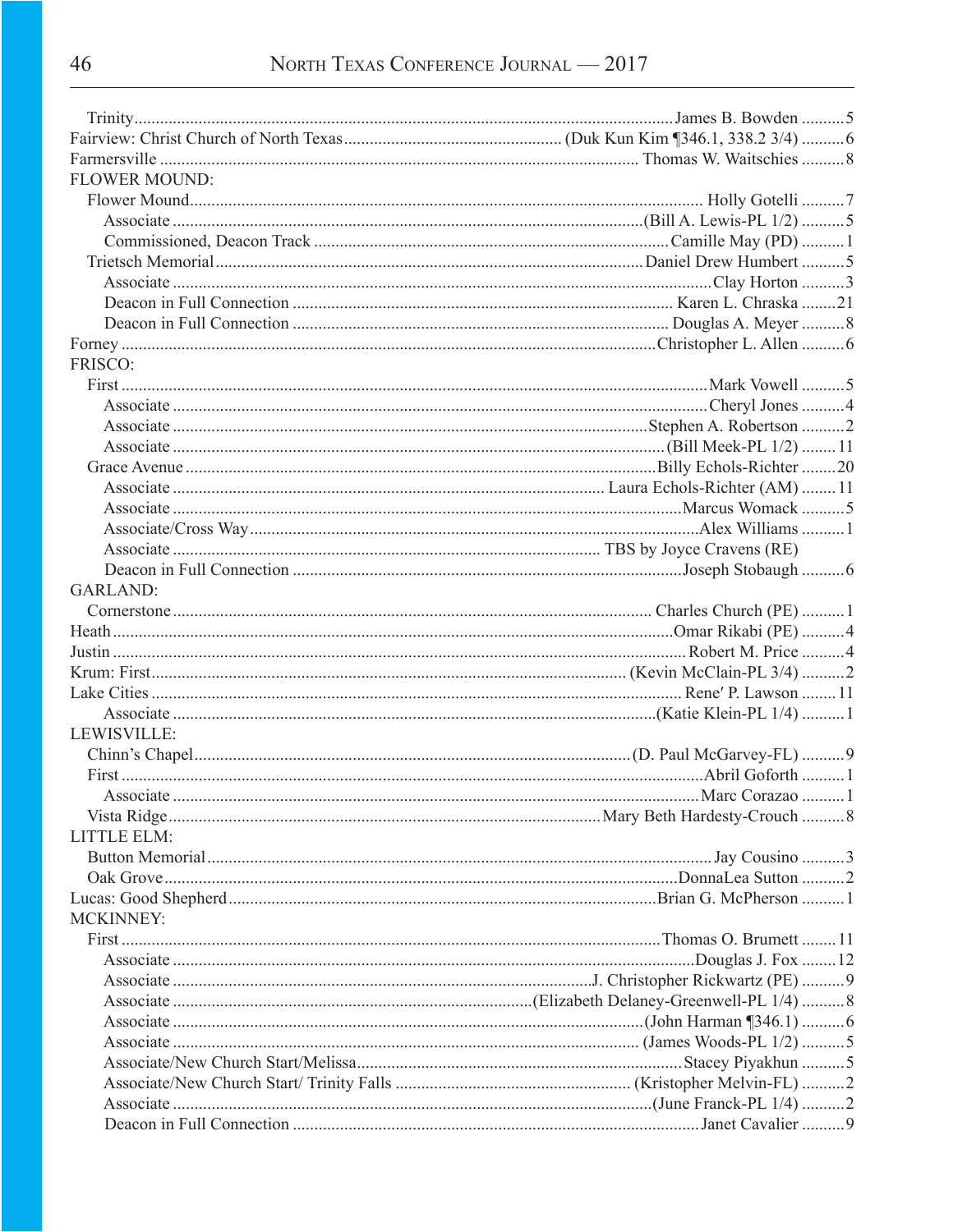Trinity .......................................................... James B. Bowden .......... 5
Fairview: Christ Church of North Texas .......................... (Duk Kun Kim ¶346.1, 338.2 3/4) .......... 6
Farmersville .......................................................... Thomas W. Waitschies .......... 8
FLOWER MOUND:
Flower Mound .......................................................... Holly Gotelli .......... 7
Associate .......................................................... (Bill A. Lewis-PL 1/2) .......... 5
Commissioned, Deacon Track .......................................................... Camille May (PD) .......... 1
Trietsch Memorial .......................................................... Daniel Drew Humbert .......... 5
Associate .......................................................... Clay Horton .......... 3
Deacon in Full Connection .......................................................... Karen L. Chraska .......... 21
Deacon in Full Connection .......................................................... Douglas A. Meyer .......... 8
Forney .......................................................... Christopher L. Allen .......... 6
FRISCO:
First .......................................................... Mark Vowell .......... 5
Associate .......................................................... Cheryl Jones .......... 4
Associate .......................................................... Stephen A. Robertson .......... 2
Associate .......................................................... (Bill Meek-PL 1/2) .......... 11
Grace Avenue .......................................................... Billy Echols-Richter .......... 20
Associate .......................................................... Laura Echols-Richter (AM) .......... 11
Associate .......................................................... Marcus Womack .......... 5
Associate/Cross Way .......................................................... Alex Williams .......... 1
Associate .......................................................... TBS by Joyce Cravens (RE)
Deacon in Full Connection .......................................................... Joseph Stobaugh .......... 6
GARLAND:
Cornerstone .......................................................... Charles Church (PE) .......... 1
Heath .......................................................... Omar Rikabi (PE) .......... 4
Justin .......................................................... Robert M. Price .......... 4
Krum: First .......................................................... (Kevin McClain-PL 3/4) .......... 2
Lake Cities .......................................................... Rene′ P. Lawson .......... 11
Associate .......................................................... (Katie Klein-PL 1/4) .......... 1
LEWISVILLE:
Chinn's Chapel .......................................................... (D. Paul McGarvey-FL) .......... 9
First .......................................................... Abril Goforth .......... 1
Associate .......................................................... Marc Corazao .......... 1
Vista Ridge .......................................................... Mary Beth Hardesty-Crouch .......... 8
LITTLE ELM:
Button Memorial .......................................................... Jay Cousino .......... 3
Oak Grove .......................................................... DonnaLea Sutton .......... 2
Lucas: Good Shepherd .......................................................... Brian G. McPherson .......... 1
MCKINNEY:
First .......................................................... Thomas O. Brumett .......... 11
Associate .......................................................... Douglas J. Fox .......... 12
Associate .......................................................... J. Christopher Rickwartz (PE) .......... 9
Associate .......................................................... (Elizabeth Delaney-Greenwell-PL 1/4) .......... 8
Associate .......................................................... (John Harman ¶346.1) .......... 6
Associate .......................................................... (James Woods-PL 1/2) .......... 5
Associate/New Church Start/Melissa .......................................................... Stacey Piyakhun .......... 5
Associate/New Church Start/ Trinity Falls .......................................................... (Kristopher Melvin-FL) .......... 2
Associate .......................................................... (June Franck-PL 1/4) .......... 2
Deacon in Full Connection .......................................................... Janet Cavalier .......... 9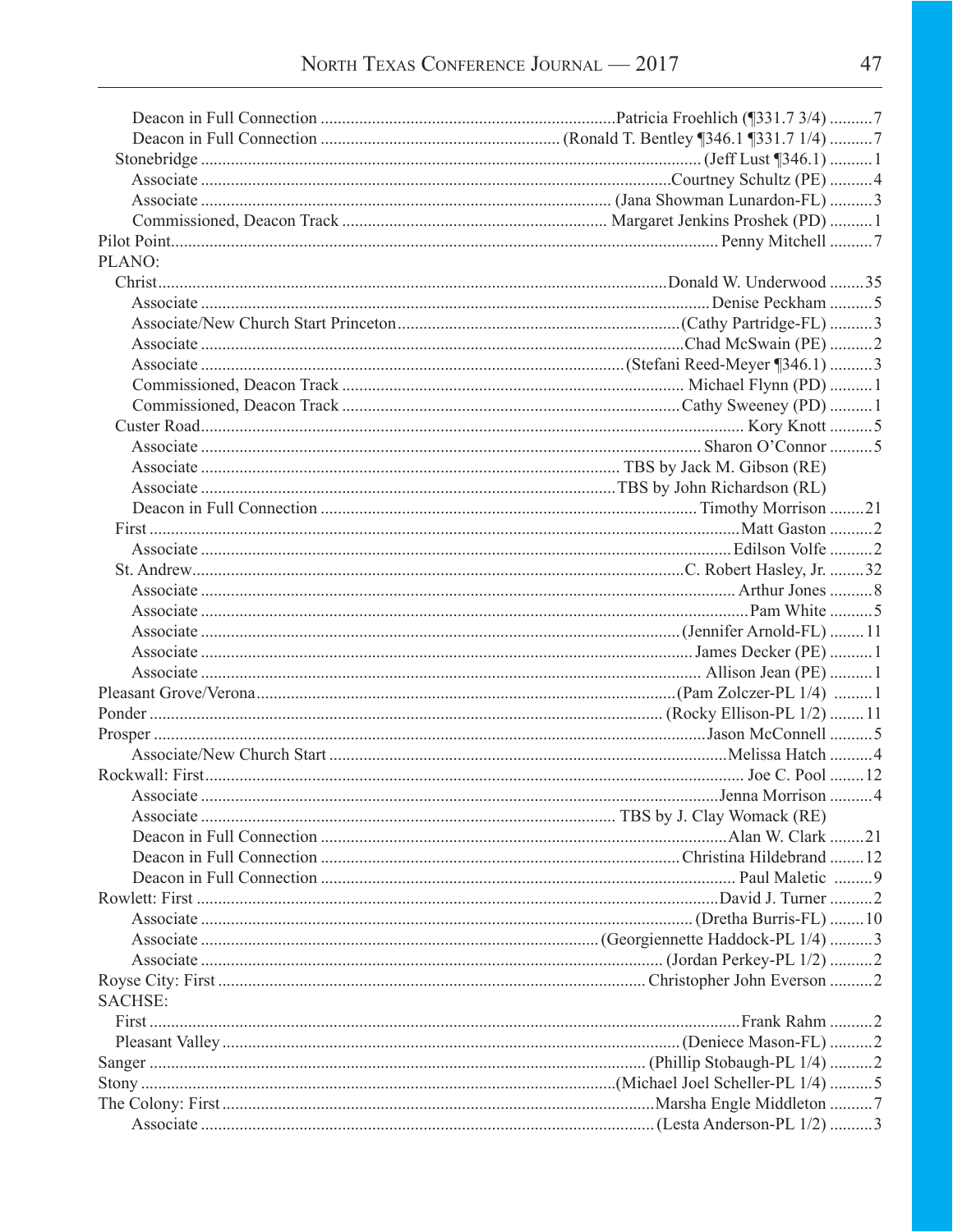Deacon in Full Connection ....................................................................Patricia Froehlich (¶331.7 3/4) ..........7
Deacon in Full Connection ....................................................... (Ronald T. Bentley ¶346.1 ¶331.7 1/4) ..........7
Stonebridge ................................................................................................................... (Jeff Lust ¶346.1) ..........1
Associate ............................................................................................................Courtney Schultz (PE) ..........4
Associate .............................................................................................. (Jana Showman Lunardon-FL) ..........3
Commissioned, Deacon Track ............................................................. Margaret Jenkins Proshek (PD) ..........1
Pilot Point.................................................................................................................................. Penny Mitchell ..........7
PLANO:
Christ.....................................................................................................................Donald W. Underwood ........35
Associate ....................................................................................................................... Denise Peckham ..........5
Associate/New Church Start Princeton .................................................................(Cathy Partridge-FL) ..........3
Associate ..................................................................................................................Chad McSwain (PE) ..........2
Associate ................................................................................................(Stefani Reed-Meyer ¶346.1) ..........3
Commissioned, Deacon Track ............................................................................... Michael Flynn (PD) ..........1
Commissioned, Deacon Track .............................................................................Cathy Sweeney (PD) ..........1
Custer Road................................................................................................................................ Kory Knott ..........5
Associate .................................................................................................................... Sharon O'Connor ..........5
Associate .................................................................................................. TBS by Jack M. Gibson (RE)
Associate .................................................................................................TBS by John Richardson (RL)
Deacon in Full Connection ...................................................................................... Timothy Morrison ........21
First ..........................................................................................................................................Matt Gaston ..........2
Associate ............................................................................................................................ Edilson Volfe ..........2
St. Andrew.................................................................................................................C. Robert Hasley, Jr. ........32
Associate .............................................................................................................................. Arthur Jones ..........8
Associate ................................................................................................................................. Pam White ..........5
Associate ..............................................................................................................(Jennifer Arnold-FL) ........11
Associate .................................................................................................................... James Decker (PE) ..........1
Associate ...................................................................................................................... Allison Jean (PE) ..........1
Pleasant Grove/Verona.................................................................................................(Pam Zolczer-PL 1/4) .........1
Ponder ............................................................................................................... (Rocky Ellison-PL 1/2) ........11
Prosper .................................................................................................................................Jason McConnell ..........5
Associate/New Church Start ..........................................................................................Melissa Hatch ..........4
Rockwall: First............................................................................................................................. Joe C. Pool ........12
Associate ........................................................................................................................Jenna Morrison ..........4
Associate ............................................................................................... TBS by J. Clay Womack (RE)
Deacon in Full Connection ..............................................................................................Alan W. Clark ........21
Deacon in Full Connection ..................................................................................Christina Hildebrand ........12
Deacon in Full Connection ................................................................................................ Paul Maletic .........9
Rowlett: First .......................................................................................................................David J. Turner ..........2
Associate ................................................................................................................ (Dretha Burris-FL) ........10
Associate .......................................................................................... (Georgiennette Haddock-PL 1/4) ..........3
Associate ......................................................................................................... (Jordan Perkey-PL 1/2) ..........2
Royse City: First .................................................................................................. Christopher John Everson ..........2
SACHSE:
First .........................................................................................................................................Frank Rahm ..........2
Pleasant Valley ........................................................................................................... (Deniece Mason-FL) ..........2
Sanger ................................................................................................................. (Phillip Stobaugh-PL 1/4) ..........2
Stony .............................................................................................................(Michael Joel Scheller-PL 1/4) ..........5
The Colony: First ....................................................................................................Marsha Engle Middleton ..........7
Associate ......................................................................................................... (Lesta Anderson-PL 1/2) ..........3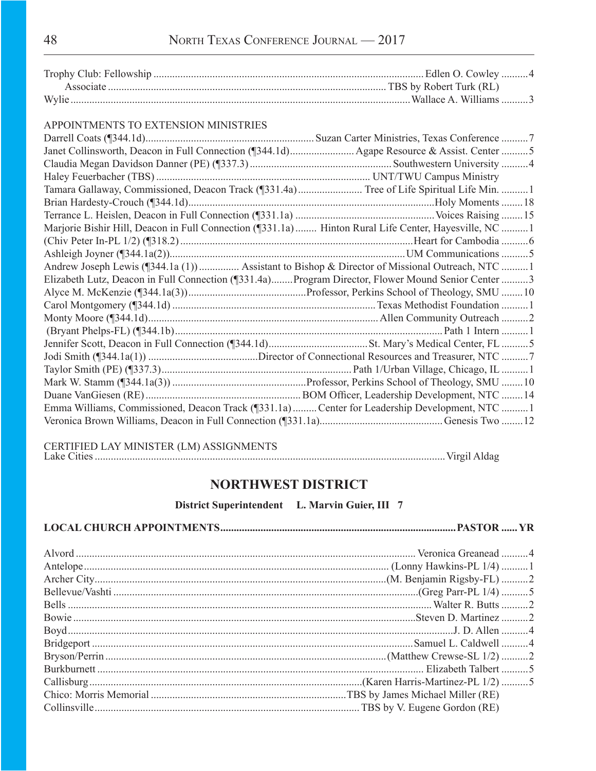| | | |
|---|---|---|
| Trophy Club: Fellowship | Edlen O. Cowley | 4 |
| Associate | TBS by Robert Turk (RL) | |
| Wylie | Wallace A. Williams | 3 |

APPOINTMENTS TO EXTENSION MINISTRIES

| | | |
|---|---|---|
| Darrell Coats (¶344.1d) | Suzan Carter Ministries, Texas Conference | 7 |
| Janet Collinsworth, Deacon in Full Connection (¶344.1d) | Agape Resource & Assist. Center | 5 |
| Claudia Megan Davidson Danner (PE) (¶337.3) | Southwestern University | 4 |
| Haley Feuerbacher (TBS) | UNT/TWU Campus Ministry | |
| Tamara Gallaway, Commissioned, Deacon Track (¶331.4a) | Tree of Life Spiritual Life Min. | 1 |
| Brian Hardesty-Crouch (¶344.1d) | Holy Moments | 18 |
| Terrance L. Heislen, Deacon in Full Connection (¶331.1a) | Voices Raising | 15 |
| Marjorie Bishir Hill, Deacon in Full Connection (¶331.1a) | Hinton Rural Life Center, Hayesville, NC | 1 |
| (Chiv Peter In-PL 1/2) (¶318.2) | Heart for Cambodia | 6 |
| Ashleigh Joyner (¶344.1a(2)) | UM Communications | 5 |
| Andrew Joseph Lewis (¶344.1a (1)) | Assistant to Bishop & Director of Missional Outreach, NTC | 1 |
| Elizabeth Lutz, Deacon in Full Connection (¶331.4a) | Program Director, Flower Mound Senior Center | 3 |
| Alyce M. McKenzie (¶344.1a(3)) | Professor, Perkins School of Theology, SMU | 10 |
| Carol Montgomery (¶344.1d) | Texas Methodist Foundation | 1 |
| Monty Moore (¶344.1d) | Allen Community Outreach | 2 |
| (Bryant Phelps-FL) (¶344.1b) | Path 1 Intern | 1 |
| Jennifer Scott, Deacon in Full Connection (¶344.1d) | St. Mary's Medical Center, FL | 5 |
| Jodi Smith (¶344.1a(1)) | Director of Connectional Resources and Treasurer, NTC | 7 |
| Taylor Smith (PE) (¶337.3) | Path 1/Urban Village, Chicago, IL | 1 |
| Mark W. Stamm (¶344.1a(3)) | Professor, Perkins School of Theology, SMU | 10 |
| Duane VanGiesen (RE) | BOM Officer, Leadership Development, NTC | 14 |
| Emma Williams, Commissioned, Deacon Track (¶331.1a) | Center for Leadership Development, NTC | 1 |
| Veronica Brown Williams, Deacon in Full Connection (¶331.1a) | Genesis Two | 12 |

CERTIFIED LAY MINISTER (LM) ASSIGNMENTS

| | |
|---|---|
| Lake Cities | Virgil Aldag |

## NORTHWEST DISTRICT

**District Superintendent L. Marvin Guier, III 7**

| LOCAL CHURCH APPOINTMENTS | PASTOR | YR |
|---|---|---|
| Alvord | Veronica Greanead | 4 |
| Antelope | (Lonny Hawkins-PL 1/4) | 1 |
| Archer City | (M. Benjamin Rigsby-FL) | 2 |
| Bellevue/Vashti | (Greg Parr-PL 1/4) | 5 |
| Bells | Walter R. Butts | 2 |
| Bowie | Steven D. Martinez | 2 |
| Boyd | J. D. Allen | 4 |
| Bridgeport | Samuel L. Caldwell | 4 |
| Bryson/Perrin | (Matthew Crewse-SL 1/2) | 2 |
| Burkburnett | Elizabeth Talbert | 5 |
| Callisburg | (Karen Harris-Martinez-PL 1/2) | 5 |
| Chico: Morris Memorial | TBS by James Michael Miller (RE) | |
| Collinsville | TBS by V. Eugene Gordon (RE) | |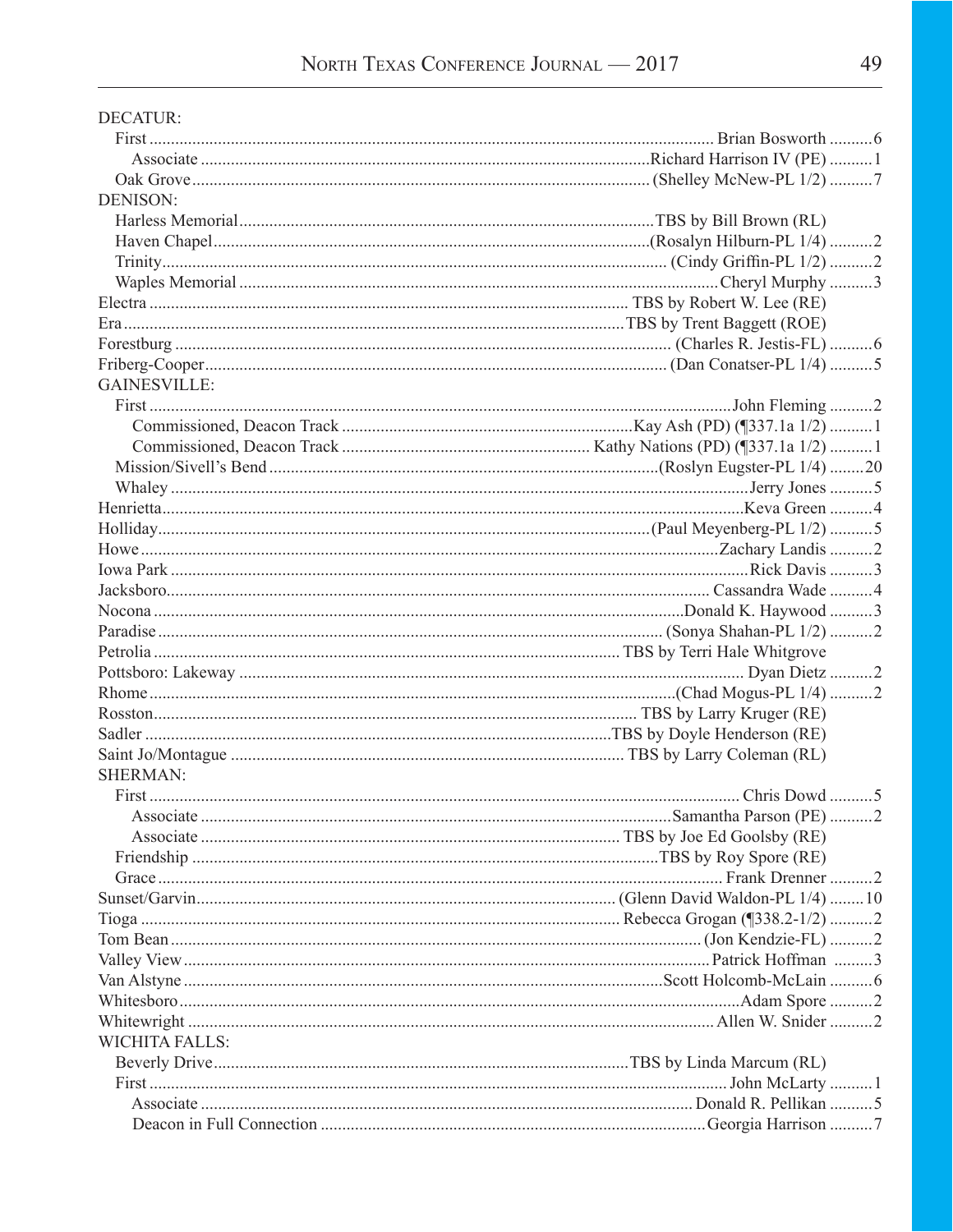DECATUR:

- First .......... Brian Bosworth .......... 6
  - Associate .......... Richard Harrison IV (PE) .......... 1
- Oak Grove .......... (Shelley McNew-PL 1/2) .......... 7

DENISON:

- Harless Memorial .......... TBS by Bill Brown (RL)
- Haven Chapel .......... (Rosalyn Hilburn-PL 1/4) .......... 2
- Trinity .......... (Cindy Griffin-PL 1/2) .......... 2
- Waples Memorial .......... Cheryl Murphy .......... 3

Electra .......... TBS by Robert W. Lee (RE)

Era .......... TBS by Trent Baggett (ROE)

Forestburg .......... (Charles R. Jestis-FL) .......... 6

Friberg-Cooper .......... (Dan Conatser-PL 1/4) .......... 5

GAINESVILLE:

- First .......... John Fleming .......... 2
  - Commissioned, Deacon Track .......... Kay Ash (PD) (¶337.1a 1/2) .......... 1
  - Commissioned, Deacon Track .......... Kathy Nations (PD) (¶337.1a 1/2) .......... 1
- Mission/Sivell's Bend .......... (Roslyn Eugster-PL 1/4) .......... 20
- Whaley .......... Jerry Jones .......... 5

Henrietta .......... Keva Green .......... 4

Holliday .......... (Paul Meyenberg-PL 1/2) .......... 5

Howe .......... Zachary Landis .......... 2

Iowa Park .......... Rick Davis .......... 3

Jacksboro .......... Cassandra Wade .......... 4

Nocona .......... Donald K. Haywood .......... 3

Paradise .......... (Sonya Shahan-PL 1/2) .......... 2

Petrolia .......... TBS by Terri Hale Whitgrove

Pottsboro: Lakeway .......... Dyan Dietz .......... 2

Rhome .......... (Chad Mogus-PL 1/4) .......... 2

Rosston .......... TBS by Larry Kruger (RE)

Sadler .......... TBS by Doyle Henderson (RE)

Saint Jo/Montague .......... TBS by Larry Coleman (RL)

SHERMAN:

- First .......... Chris Dowd .......... 5
  - Associate .......... Samantha Parson (PE) .......... 2
  - Associate .......... TBS by Joe Ed Goolsby (RE)
- Friendship .......... TBS by Roy Spore (RE)
- Grace .......... Frank Drenner .......... 2

Sunset/Garvin .......... (Glenn David Waldon-PL 1/4) .......... 10

Tioga .......... Rebecca Grogan (¶338.2-1/2) .......... 2

Tom Bean .......... (Jon Kendzie-FL) .......... 2

Valley View .......... Patrick Hoffman .......... 3

Van Alstyne .......... Scott Holcomb-McLain .......... 6

Whitesboro .......... Adam Spore .......... 2

Whitewright .......... Allen W. Snider .......... 2

WICHITA FALLS:

- Beverly Drive .......... TBS by Linda Marcum (RL)
- First .......... John McLarty .......... 1
  - Associate .......... Donald R. Pellikan .......... 5
  - Deacon in Full Connection .......... Georgia Harrison .......... 7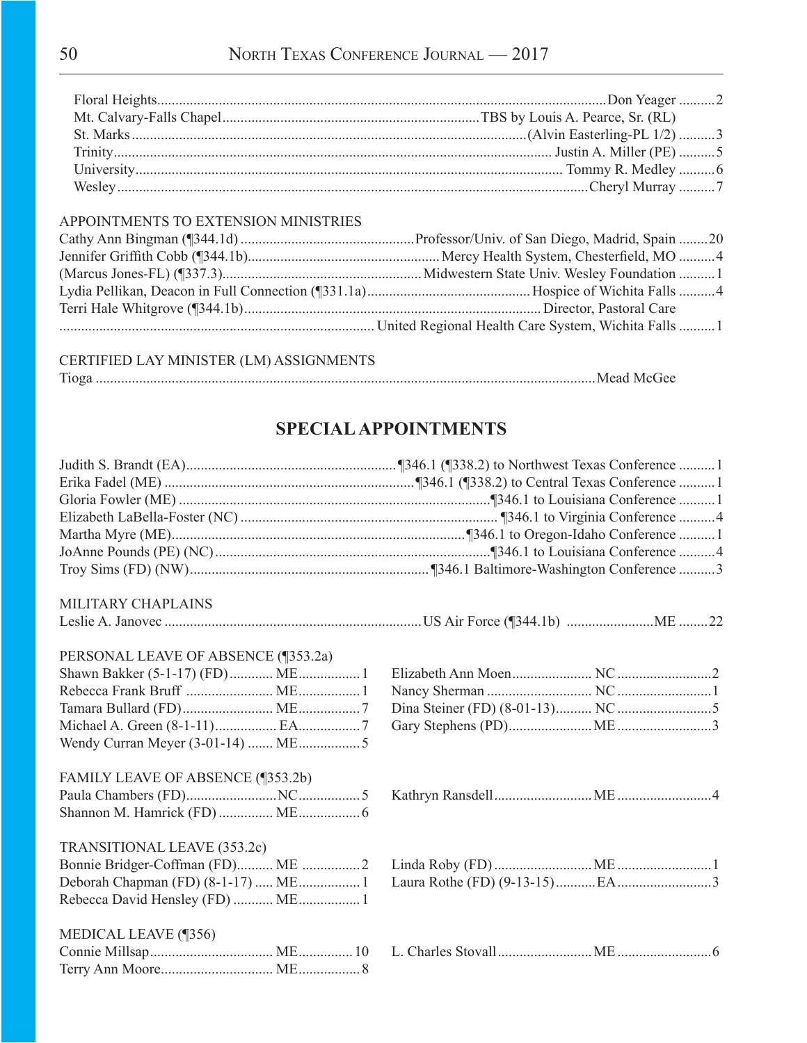Floral Heights...Don Yeager ...2
Mt. Calvary-Falls Chapel...TBS by Louis A. Pearce, Sr. (RL)
St. Marks...(Alvin Easterling-PL 1/2) ...3
Trinity...Justin A. Miller (PE) ...5
University...Tommy R. Medley ...6
Wesley...Cheryl Murray ...7

APPOINTMENTS TO EXTENSION MINISTRIES

Cathy Ann Bingman (¶344.1d) ...Professor/Univ. of San Diego, Madrid, Spain ...20
Jennifer Griffith Cobb (¶344.1b)...Mercy Health System, Chesterfield, MO ...4
(Marcus Jones-FL) (¶337.3)...Midwestern State Univ. Wesley Foundation ...1
Lydia Pellikan, Deacon in Full Connection (¶331.1a)...Hospice of Wichita Falls ...4
Terri Hale Whitgrove (¶344.1b)...Director, Pastoral Care
...United Regional Health Care System, Wichita Falls ...1

CERTIFIED LAY MINISTER (LM) ASSIGNMENTS

Tioga ...Mead McGee

## SPECIAL APPOINTMENTS

Judith S. Brandt (EA)...¶346.1 (¶338.2) to Northwest Texas Conference ...1
Erika Fadel (ME) ...¶346.1 (¶338.2) to Central Texas Conference ...1
Gloria Fowler (ME) ...¶346.1 to Louisiana Conference ...1
Elizabeth LaBella-Foster (NC) ...¶346.1 to Virginia Conference ...4
Martha Myre (ME)...¶346.1 to Oregon-Idaho Conference ...1
JoAnne Pounds (PE) (NC)...¶346.1 to Louisiana Conference ...4
Troy Sims (FD) (NW)...¶346.1 Baltimore-Washington Conference ...3

MILITARY CHAPLAINS

Leslie A. Janovec ...US Air Force (¶344.1b) ...ME ...22

PERSONAL LEAVE OF ABSENCE (¶353.2a)

Shawn Bakker (5-1-17) (FD)... ME...1
Rebecca Frank Bruff ... ME...1
Tamara Bullard (FD)... ME...7
Michael A. Green (8-1-11)... EA...7
Wendy Curran Meyer (3-01-14) ... ME...5
Elizabeth Ann Moen... NC ...2
Nancy Sherman ... NC ...1
Dina Steiner (FD) (8-01-13)... NC ...5
Gary Stephens (PD)... ME ...3

FAMILY LEAVE OF ABSENCE (¶353.2b)

Paula Chambers (FD)...NC...5
Shannon M. Hamrick (FD) ... ME...6
Kathryn Ransdell... ME ...4

TRANSITIONAL LEAVE (353.2c)

Bonnie Bridger-Coffman (FD)... ME ...2
Deborah Chapman (FD) (8-1-17) ... ME...1
Rebecca David Hensley (FD) ... ME...1
Linda Roby (FD) ... ME ...1
Laura Rothe (FD) (9-13-15)... EA...3

MEDICAL LEAVE (¶356)

Connie Millsap... ME... 10
Terry Ann Moore... ME...8
L. Charles Stovall... ME ...6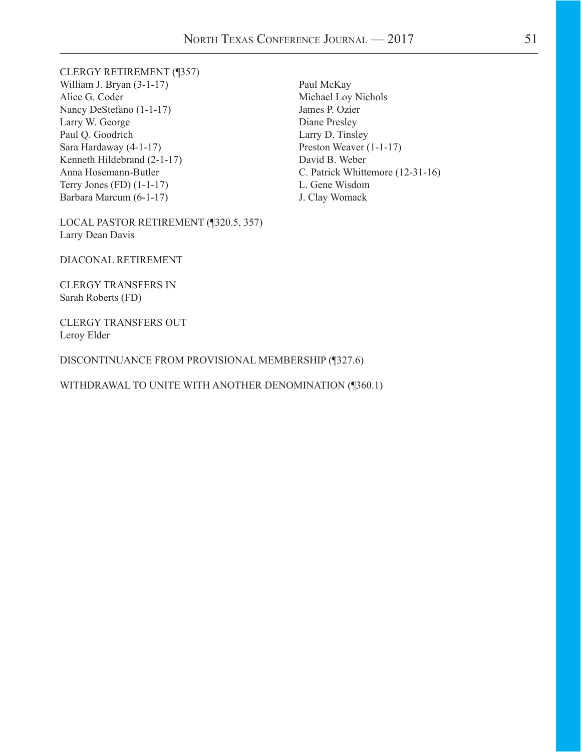CLERGY RETIREMENT (¶357)

William J. Bryan (3-1-17)
Alice G. Coder
Nancy DeStefano (1-1-17)
Larry W. George
Paul Q. Goodrich
Sara Hardaway (4-1-17)
Kenneth Hildebrand (2-1-17)
Anna Hosemann-Butler
Terry Jones (FD) (1-1-17)
Barbara Marcum (6-1-17)
Paul McKay
Michael Loy Nichols
James P. Ozier
Diane Presley
Larry D. Tinsley
Preston Weaver (1-1-17)
David B. Weber
C. Patrick Whittemore (12-31-16)
L. Gene Wisdom
J. Clay Womack

LOCAL PASTOR RETIREMENT (¶320.5, 357)

Larry Dean Davis

DIACONAL RETIREMENT

CLERGY TRANSFERS IN

Sarah Roberts (FD)

CLERGY TRANSFERS OUT

Leroy Elder

DISCONTINUANCE FROM PROVISIONAL MEMBERSHIP (¶327.6)

WITHDRAWAL TO UNITE WITH ANOTHER DENOMINATION (¶360.1)